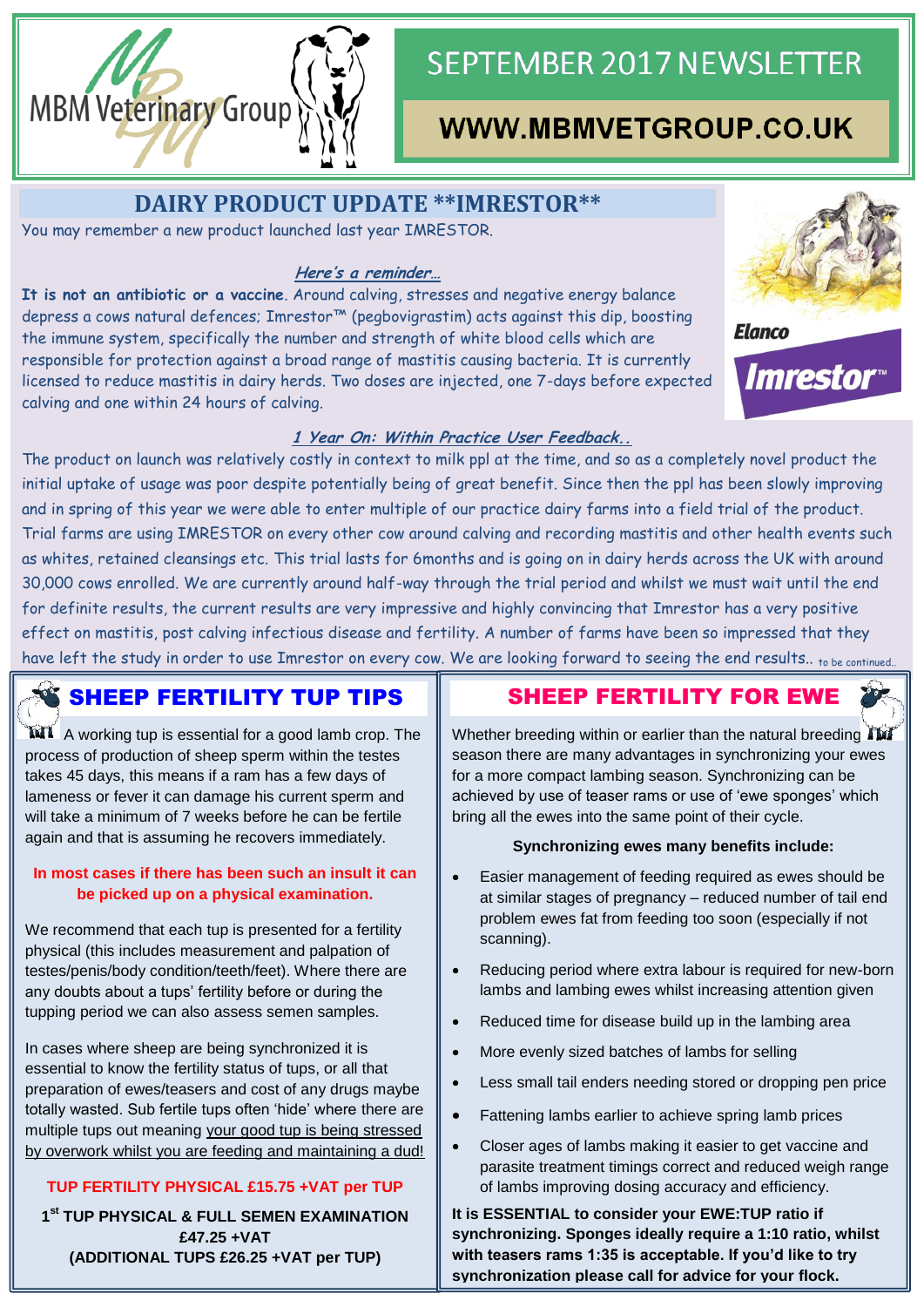MBM Veterinary Group

# SEPTEMBER 2017 NEWSLETTER

**WWW.MBMVETGROUP.CO.UK**

## DAIRY PRODUCT UPDATE **IMRESTOR**

You may remember a new product launched last year IMRESTOR.

***Here's a reminder…***

**It is not an antibiotic or a vaccine**. Around calving, stresses and negative energy balance depress a cows natural defences; Imrestor™ (pegbovigrastim) acts against this dip, boosting the immune system, specifically the number and strength of white blood cells which are responsible for protection against a broad range of mastitis causing bacteria. It is currently licensed to reduce mastitis in dairy herds. Two doses are injected, one 7-days before expected calving and one within 24 hours of calving.

Elanco Imrestor™

***1 Year On: Within Practice User Feedback..***

The product on launch was relatively costly in context to milk ppl at the time, and so as a completely novel product the initial uptake of usage was poor despite potentially being of great benefit. Since then the ppl has been slowly improving and in spring of this year we were able to enter multiple of our practice dairy farms into a field trial of the product. Trial farms are using IMRESTOR on every other cow around calving and recording mastitis and other health events such as whites, retained cleansings etc. This trial lasts for 6months and is going on in dairy herds across the UK with around 30,000 cows enrolled. We are currently around half-way through the trial period and whilst we must wait until the end for definite results, the current results are very impressive and highly convincing that Imrestor has a very positive effect on mastitis, post calving infectious disease and fertility. A number of farms have been so impressed that they have left the study in order to use Imrestor on every cow. We are looking forward to seeing the end results.. to be continued..

## SHEEP FERTILITY TUP TIPS

A working tup is essential for a good lamb crop. The process of production of sheep sperm within the testes takes 45 days, this means if a ram has a few days of lameness or fever it can damage his current sperm and will take a minimum of 7 weeks before he can be fertile again and that is assuming he recovers immediately.

**In most cases if there has been such an insult it can be picked up on a physical examination.**

We recommend that each tup is presented for a fertility physical (this includes measurement and palpation of testes/penis/body condition/teeth/feet). Where there are any doubts about a tups' fertility before or during the tupping period we can also assess semen samples.

In cases where sheep are being synchronized it is essential to know the fertility status of tups, or all that preparation of ewes/teasers and cost of any drugs maybe totally wasted. Sub fertile tups often 'hide' where there are multiple tups out meaning your good tup is being stressed by overwork whilst you are feeding and maintaining a dud!

**TUP FERTILITY PHYSICAL £15.75 +VAT per TUP**

**1st TUP PHYSICAL & FULL SEMEN EXAMINATION £47.25 +VAT (ADDITIONAL TUPS £26.25 +VAT per TUP)**

## SHEEP FERTILITY FOR EWE

Whether breeding within or earlier than the natural breeding season there are many advantages in synchronizing your ewes for a more compact lambing season. Synchronizing can be achieved by use of teaser rams or use of 'ewe sponges' which bring all the ewes into the same point of their cycle.

**Synchronizing ewes many benefits include:**

- Easier management of feeding required as ewes should be at similar stages of pregnancy – reduced number of tail end problem ewes fat from feeding too soon (especially if not scanning).
- Reducing period where extra labour is required for new-born lambs and lambing ewes whilst increasing attention given
- Reduced time for disease build up in the lambing area
- More evenly sized batches of lambs for selling
- Less small tail enders needing stored or dropping pen price
- Fattening lambs earlier to achieve spring lamb prices
- Closer ages of lambs making it easier to get vaccine and parasite treatment timings correct and reduced weigh range of lambs improving dosing accuracy and efficiency.

**It is ESSENTIAL to consider your EWE:TUP ratio if synchronizing. Sponges ideally require a 1:10 ratio, whilst with teasers rams 1:35 is acceptable. If you'd like to try synchronization please call for advice for your flock.**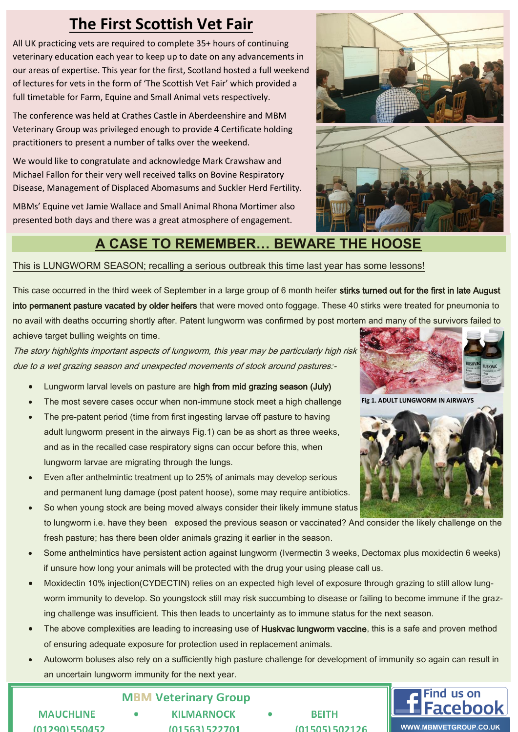# The First Scottish Vet Fair

All UK practicing vets are required to complete 35+ hours of continuing veterinary education each year to keep up to date on any advancements in our areas of expertise. This year for the first, Scotland hosted a full weekend of lectures for vets in the form of 'The Scottish Vet Fair' which provided a full timetable for Farm, Equine and Small Animal vets respectively.

The conference was held at Crathes Castle in Aberdeenshire and MBM Veterinary Group was privileged enough to provide 4 Certificate holding practitioners to present a number of talks over the weekend.

We would like to congratulate and acknowledge Mark Crawshaw and Michael Fallon for their very well received talks on Bovine Respiratory Disease, Management of Displaced Abomasums and Suckler Herd Fertility.

MBMs' Equine vet Jamie Wallace and Small Animal Rhona Mortimer also presented both days and there was a great atmosphere of engagement.

# A CASE TO REMEMBER… BEWARE THE HOOSE

This is LUNGWORM SEASON; recalling a serious outbreak this time last year has some lessons!

This case occurred in the third week of September in a large group of 6 month heifer **stirks turned out for the first in late August into permanent pasture vacated by older heifers** that were moved onto foggage. These 40 stirks were treated for pneumonia to no avail with deaths occurring shortly after. Patent lungworm was confirmed by post mortem and many of the survivors failed to achieve target bulling weights on time.

*The story highlights important aspects of lungworm, this year may be particularly high risk due to a wet grazing season and unexpected movements of stock around pastures:-*

- Lungworm larval levels on pasture are **high from mid grazing season (July)**
- The most severe cases occur when non-immune stock meet a high challenge
- The pre-patent period (time from first ingesting larvae off pasture to having adult lungworm present in the airways Fig.1) can be as short as three weeks, and as in the recalled case respiratory signs can occur before this, when lungworm larvae are migrating through the lungs.
- Even after anthelmintic treatment up to 25% of animals may develop serious and permanent lung damage (post patent hoose), some may require antibiotics.
- So when young stock are being moved always consider their likely immune status to lungworm i.e. have they been exposed the previous season or vaccinated? And consider the likely challenge on the fresh pasture; has there been older animals grazing it earlier in the season.
- Some anthelmintics have persistent action against lungworm (Ivermectin 3 weeks, Dectomax plus moxidectin 6 weeks) if unsure how long your animals will be protected with the drug your using please call us.
- Moxidectin 10% injection(CYDECTIN) relies on an expected high level of exposure through grazing to still allow lung-worm immunity to develop. So youngstock still may risk succumbing to disease or failing to become immune if the grazing challenge was insufficient. This then leads to uncertainty as to immune status for the next season.
- The above complexities are leading to increasing use of **Huskvac lungworm vaccine**, this is a safe and proven method of ensuring adequate exposure for protection used in replacement animals.
- Autoworm boluses also rely on a sufficiently high pasture challenge for development of immunity so again can result in an uncertain lungworm immunity for the next year.

**Fig 1. ADULT LUNGWORM IN AIRWAYS**

**MBM Veterinary Group**

MAUCHLINE (01290) 550452 • KILMARNOCK (01563) 522701 • BEITH (01505) 502126

Find us on Facebook

WWW.MBMVETGROUP.CO.UK